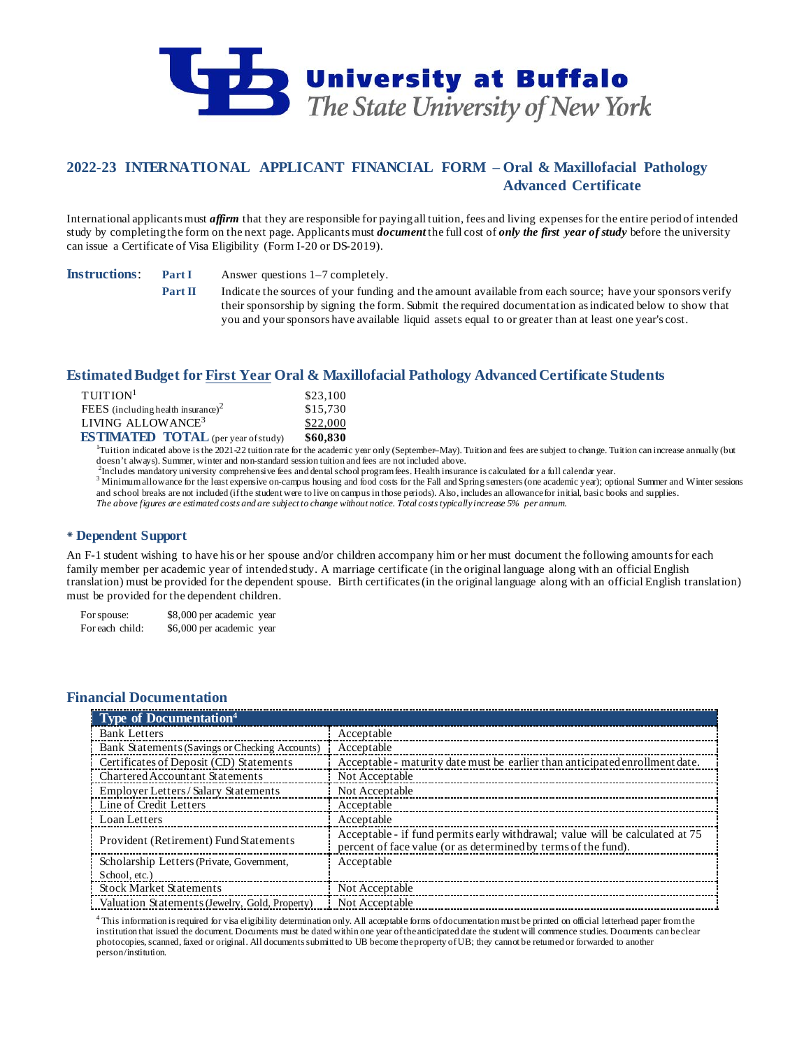**University at Buffalo**
*The State University of New York*

## 2022-23 INTERNATIONAL APPLICANT FINANCIAL FORM – Oral & Maxillofacial Pathology Advanced Certificate

International applicants must ***affirm*** that they are responsible for paying all tuition, fees and living expenses for the entire period of intended study by completing the form on the next page. Applicants must ***document*** the full cost of ***only the first year of study*** before the university can issue a Certificate of Visa Eligibility (Form I-20 or DS-2019).

**Instructions**:

**Part I** Answer questions 1–7 completely.

**Part II** Indicate the sources of your funding and the amount available from each source; have your sponsors verify their sponsorship by signing the form. Submit the required documentation as indicated below to show that you and your sponsors have available liquid assets equal to or greater than at least one year's cost.

### Estimated Budget for First Year Oral & Maxillofacial Pathology Advanced Certificate Students

| | |
|---|---|
| TUITION[1] | $23,100 |
| FEES (including health insurance)[2] | $15,730 |
| LIVING ALLOWANCE[3] | $22,000 |
| **ESTIMATED TOTAL** (per year of study) | **$60,830** |

[1]Tuition indicated above is the 2021-22 tuition rate for the academic year only (September–May). Tuition and fees are subject to change. Tuition can increase annually (but doesn't always). Summer, winter and non-standard session tuition and fees are not included above.
[2]Includes mandatory university comprehensive fees and dental school program fees. Health insurance is calculated for a full calendar year.
[3] Minimum allowance for the least expensive on-campus housing and food costs for the Fall and Spring semesters (one academic year); optional Summer and Winter sessions and school breaks are not included (if the student were to live on campus in those periods). Also, includes an allowance for initial, basic books and supplies.
*The above figures are estimated costs and are subject to change without notice. Total costs typically increase 5% per annum.*

### * Dependent Support

An F-1 student wishing to have his or her spouse and/or children accompany him or her must document the following amounts for each family member per academic year of intended study. A marriage certificate (in the original language along with an official English translation) must be provided for the dependent spouse. Birth certificates (in the original language along with an official English translation) must be provided for the dependent children.

| | |
|---|---|
| For spouse: | $8,000 per academic year |
| For each child: | $6,000 per academic year |

### Financial Documentation

| Type of Documentation[4] | |
|---|---|
| Bank Letters | Acceptable |
| Bank Statements (Savings or Checking Accounts) | Acceptable |
| Certificates of Deposit (CD) Statements | Acceptable - maturity date must be earlier than anticipated enrollment date. |
| Chartered Accountant Statements | Not Acceptable |
| Employer Letters / Salary Statements | Not Acceptable |
| Line of Credit Letters | Acceptable |
| Loan Letters | Acceptable |
| Provident (Retirement) Fund Statements | Acceptable - if fund permits early withdrawal; value will be calculated at 75 percent of face value (or as determined by terms of the fund). |
| Scholarship Letters (Private, Government, School, etc.) | Acceptable |
| Stock Market Statements | Not Acceptable |
| Valuation Statements (Jewelry, Gold, Property) | Not Acceptable |

[4] This information is required for visa eligibility determination only. All acceptable forms of documentation must be printed on official letterhead paper from the institution that issued the document. Documents must be dated within one year of the anticipated date the student will commence studies. Documents can be clear photocopies, scanned, faxed or original. All documents submitted to UB become the property of UB; they cannot be returned or forwarded to another person/institution.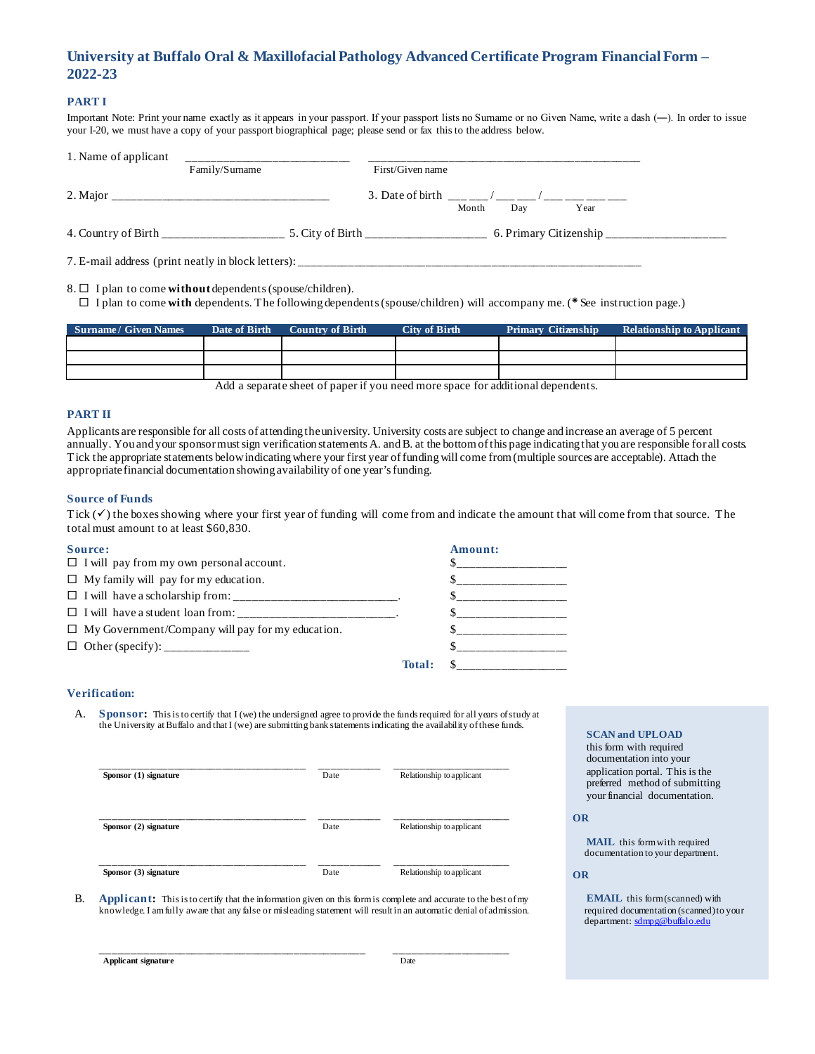# University at Buffalo Oral & Maxillofacial Pathology Advanced Certificate Program Financial Form – 2022-23

## PART I

Important Note: Print your name exactly as it appears in your passport. If your passport lists no Surname or no Given Name, write a dash (—). In order to issue your I-20, we must have a copy of your passport biographical page; please send or fax this to the address below.

1. Name of applicant \_\_\_\_\_\_\_\_\_\_\_\_\_\_\_\_\_\_\_\_\_\_\_\_\_\_\_\_ \_\_\_\_\_\_\_\_\_\_\_\_\_\_\_\_\_\_\_\_\_\_\_\_\_\_\_\_\_\_\_\_\_\_\_\_\_\_\_\_\_\_\_\_\_\_
   Family/Surname First/Given name

2. Major \_\_\_\_\_\_\_\_\_\_\_\_\_\_\_\_\_\_\_\_\_\_\_\_\_\_\_\_\_\_\_\_\_\_\_\_\_ 3. Date of birth \_\_\_ \_\_\_ / \_\_\_ \_\_\_ / \_\_\_ \_\_\_ \_\_\_ \_\_\_
   Month Day Year

4. Country of Birth \_\_\_\_\_\_\_\_\_\_\_\_\_\_\_\_\_\_\_\_\_ 5. City of Birth \_\_\_\_\_\_\_\_\_\_\_\_\_\_\_\_\_\_\_\_\_ 6. Primary Citizenship \_\_\_\_\_\_\_\_\_\_\_\_\_\_\_\_\_\_\_\_\_

7. E-mail address (print neatly in block letters): \_\_\_\_\_\_\_\_\_\_\_\_\_\_\_\_\_\_\_\_\_\_\_\_\_\_\_\_\_\_\_\_\_\_\_\_\_\_\_\_\_\_\_\_\_\_\_\_\_\_\_\_\_\_\_\_\_\_\_\_\_\_\_\_

8. ☐ I plan to come **without** dependents (spouse/children).
   ☐ I plan to come **with** dependents. The following dependents (spouse/children) will accompany me. (* See instruction page.)

| Surname / Given Names | Date of Birth | Country of Birth | City of Birth | Primary Citizenship | Relationship to Applicant |
|---|---|---|---|---|---|
| | | | | | |
| | | | | | |
| | | | | | |

Add a separate sheet of paper if you need more space for additional dependents.

## PART II

Applicants are responsible for all costs of attending the university. University costs are subject to change and increase an average of 5 percent annually. You and your sponsor must sign verification statements A. and B. at the bottom of this page indicating that you are responsible for all costs. Tick the appropriate statements below indicating where your first year of funding will come from (multiple sources are acceptable). Attach the appropriate financial documentation showing availability of one year's funding.

### Source of Funds

Tick (✓) the boxes showing where your first year of funding will come from and indicate the amount that will come from that source. The total must amount to at least $60,830.

| Source: | Amount: |
|---|---|
| ☐ I will pay from my own personal account. | $\_\_\_\_\_\_\_\_\_\_\_\_\_\_\_\_\_\_ |
| ☐ My family will pay for my education. | $\_\_\_\_\_\_\_\_\_\_\_\_\_\_\_\_\_\_ |
| ☐ I will have a scholarship from: \_\_\_\_\_\_\_\_\_\_\_\_\_\_\_\_\_\_\_\_\_\_\_\_\_\_\_\_. | $\_\_\_\_\_\_\_\_\_\_\_\_\_\_\_\_\_\_ |
| ☐ I will have a student loan from: \_\_\_\_\_\_\_\_\_\_\_\_\_\_\_\_\_\_\_\_\_\_\_\_\_\_\_. | $\_\_\_\_\_\_\_\_\_\_\_\_\_\_\_\_\_\_ |
| ☐ My Government/Company will pay for my education. | $\_\_\_\_\_\_\_\_\_\_\_\_\_\_\_\_\_\_ |
| ☐ Other (specify): \_\_\_\_\_\_\_\_\_\_\_\_\_\_ | $\_\_\_\_\_\_\_\_\_\_\_\_\_\_\_\_\_\_ |
| **Total:** | $\_\_\_\_\_\_\_\_\_\_\_\_\_\_\_\_\_\_ |

### Verification:

A. **Sponsor:** This is to certify that I (we) the undersigned agree to provide the funds required for all years of study at the University at Buffalo and that I (we) are submitting bank statements indicating the availability of these funds.

\_\_\_\_\_\_\_\_\_\_\_\_\_\_\_\_\_\_\_\_\_\_\_\_\_\_\_\_\_\_\_\_\_\_\_\_\_\_ \_\_\_\_\_\_\_\_\_\_\_ \_\_\_\_\_\_\_\_\_\_\_\_\_\_\_\_\_\_\_\_\_
**Sponsor (1) signature** Date Relationship to applicant

\_\_\_\_\_\_\_\_\_\_\_\_\_\_\_\_\_\_\_\_\_\_\_\_\_\_\_\_\_\_\_\_\_\_\_\_\_\_ \_\_\_\_\_\_\_\_\_\_\_ \_\_\_\_\_\_\_\_\_\_\_\_\_\_\_\_\_\_\_\_\_
**Sponsor (2) signature** Date Relationship to applicant

\_\_\_\_\_\_\_\_\_\_\_\_\_\_\_\_\_\_\_\_\_\_\_\_\_\_\_\_\_\_\_\_\_\_\_\_\_\_ \_\_\_\_\_\_\_\_\_\_\_ \_\_\_\_\_\_\_\_\_\_\_\_\_\_\_\_\_\_\_\_\_
**Sponsor (3) signature** Date Relationship to applicant

B. **Applicant:** This is to certify that the information given on this form is complete and accurate to the best of my knowledge. I am fully aware that any false or misleading statement will result in an automatic denial of admission.

\_\_\_\_\_\_\_\_\_\_\_\_\_\_\_\_\_\_\_\_\_\_\_\_\_\_\_\_\_\_\_\_\_\_\_\_\_\_\_\_\_\_\_\_\_\_\_ \_\_\_\_\_\_\_\_\_\_\_\_\_\_\_\_\_\_\_\_\_
**Applicant signature** Date

**SCAN and UPLOAD** this form with required documentation into your application portal. This is the preferred method of submitting your financial documentation.

**OR**

**MAIL** this form with required documentation to your department.

**OR**

**EMAIL** this form (scanned) with required documentation (scanned) to your department: sdmpg@buffalo.edu